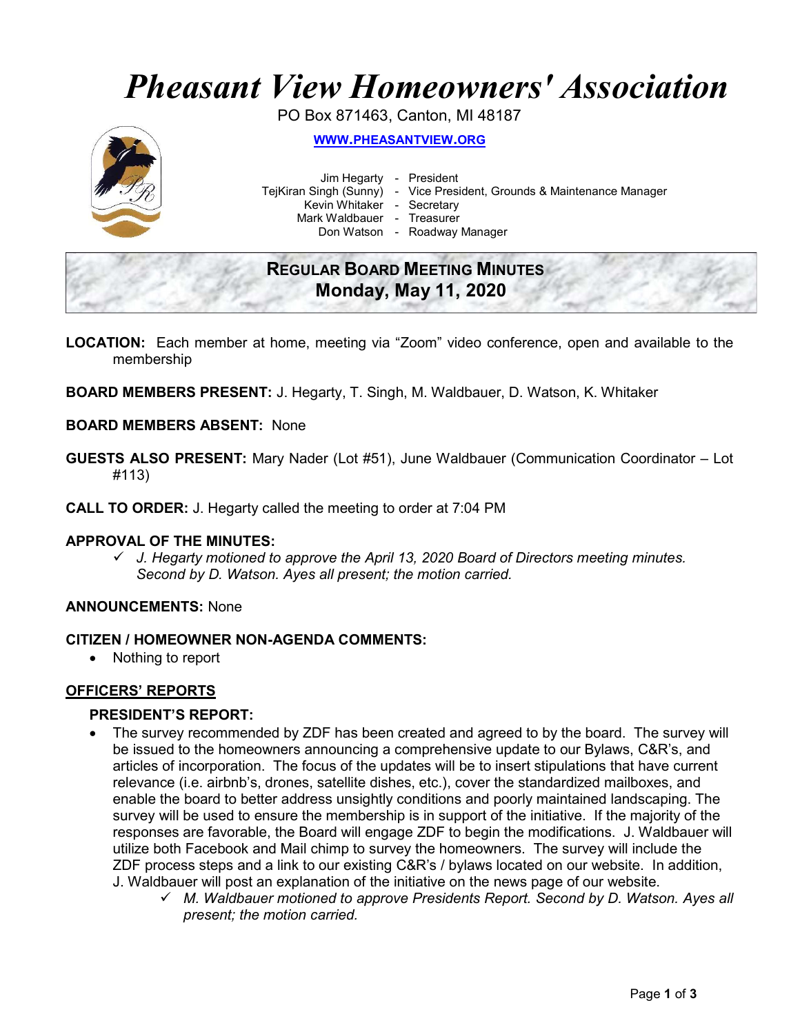# *Pheasant View Homeowners' Association*

PO Box 871463, Canton, MI 48187

**WWW.PHEASANTVIEW.ORG**

Jim Hegarty - President
TejKiran Singh (Sunny) - Vice President, Grounds & Maintenance Manager
Kevin Whitaker - Secretary
Mark Waldbauer - Treasurer
Don Watson - Roadway Manager

## REGULAR BOARD MEETING MINUTES
## Monday, May 11, 2020

**LOCATION:** Each member at home, meeting via "Zoom" video conference, open and available to the membership

**BOARD MEMBERS PRESENT:** J. Hegarty, T. Singh, M. Waldbauer, D. Watson, K. Whitaker

**BOARD MEMBERS ABSENT:** None

**GUESTS ALSO PRESENT:** Mary Nader (Lot #51), June Waldbauer (Communication Coordinator – Lot #113)

**CALL TO ORDER:** J. Hegarty called the meeting to order at 7:04 PM

**APPROVAL OF THE MINUTES:**

- ✓ *J. Hegarty motioned to approve the April 13, 2020 Board of Directors meeting minutes. Second by D. Watson. Ayes all present; the motion carried.*

**ANNOUNCEMENTS:** None

**CITIZEN / HOMEOWNER NON-AGENDA COMMENTS:**

- Nothing to report

## OFFICERS' REPORTS

### PRESIDENT'S REPORT:

- The survey recommended by ZDF has been created and agreed to by the board. The survey will be issued to the homeowners announcing a comprehensive update to our Bylaws, C&R's, and articles of incorporation. The focus of the updates will be to insert stipulations that have current relevance (i.e. airbnb's, drones, satellite dishes, etc.), cover the standardized mailboxes, and enable the board to better address unsightly conditions and poorly maintained landscaping. The survey will be used to ensure the membership is in support of the initiative. If the majority of the responses are favorable, the Board will engage ZDF to begin the modifications. J. Waldbauer will utilize both Facebook and Mail chimp to survey the homeowners. The survey will include the ZDF process steps and a link to our existing C&R's / bylaws located on our website. In addition, J. Waldbauer will post an explanation of the initiative on the news page of our website.
  - ✓ *M. Waldbauer motioned to approve Presidents Report. Second by D. Watson. Ayes all present; the motion carried.*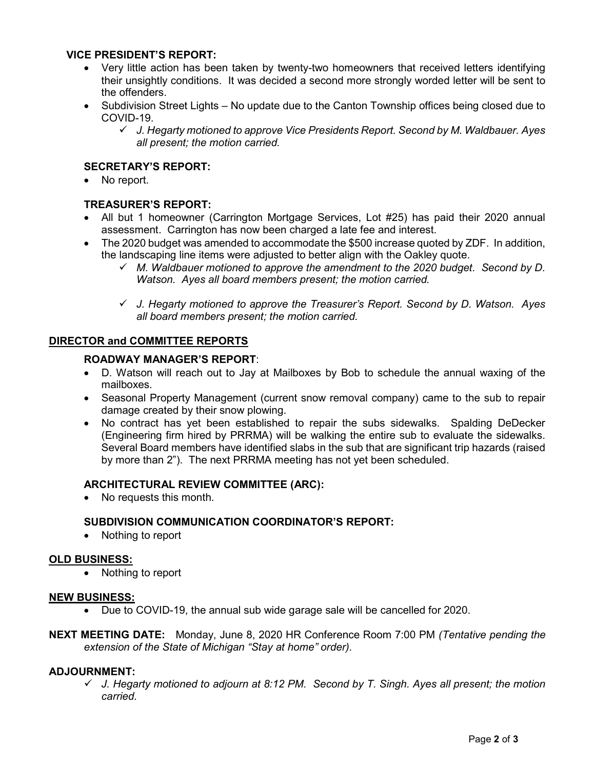### VICE PRESIDENT'S REPORT:

- Very little action has been taken by twenty-two homeowners that received letters identifying their unsightly conditions. It was decided a second more strongly worded letter will be sent to the offenders.
- Subdivision Street Lights – No update due to the Canton Township offices being closed due to COVID-19.
  - ✓ *J. Hegarty motioned to approve Vice Presidents Report. Second by M. Waldbauer. Ayes all present; the motion carried.*

### SECRETARY'S REPORT:

- No report.

### TREASURER'S REPORT:

- All but 1 homeowner (Carrington Mortgage Services, Lot #25) has paid their 2020 annual assessment. Carrington has now been charged a late fee and interest.
- The 2020 budget was amended to accommodate the $500 increase quoted by ZDF. In addition, the landscaping line items were adjusted to better align with the Oakley quote.
  - ✓ *M. Waldbauer motioned to approve the amendment to the 2020 budget. Second by D. Watson. Ayes all board members present; the motion carried.*
  - ✓ *J. Hegarty motioned to approve the Treasurer's Report. Second by D. Watson. Ayes all board members present; the motion carried.*

## DIRECTOR and COMMITTEE REPORTS

### ROADWAY MANAGER'S REPORT:

- D. Watson will reach out to Jay at Mailboxes by Bob to schedule the annual waxing of the mailboxes.
- Seasonal Property Management (current snow removal company) came to the sub to repair damage created by their snow plowing.
- No contract has yet been established to repair the subs sidewalks. Spalding DeDecker (Engineering firm hired by PRRMA) will be walking the entire sub to evaluate the sidewalks. Several Board members have identified slabs in the sub that are significant trip hazards (raised by more than 2"). The next PRRMA meeting has not yet been scheduled.

### ARCHITECTURAL REVIEW COMMITTEE (ARC):

- No requests this month.

### SUBDIVISION COMMUNICATION COORDINATOR'S REPORT:

- Nothing to report

## OLD BUSINESS:

- Nothing to report

## NEW BUSINESS:

- Due to COVID-19, the annual sub wide garage sale will be cancelled for 2020.

**NEXT MEETING DATE:** Monday, June 8, 2020 HR Conference Room 7:00 PM *(Tentative pending the extension of the State of Michigan "Stay at home" order).*

## ADJOURNMENT:

- ✓ *J. Hegarty motioned to adjourn at 8:12 PM. Second by T. Singh. Ayes all present; the motion carried.*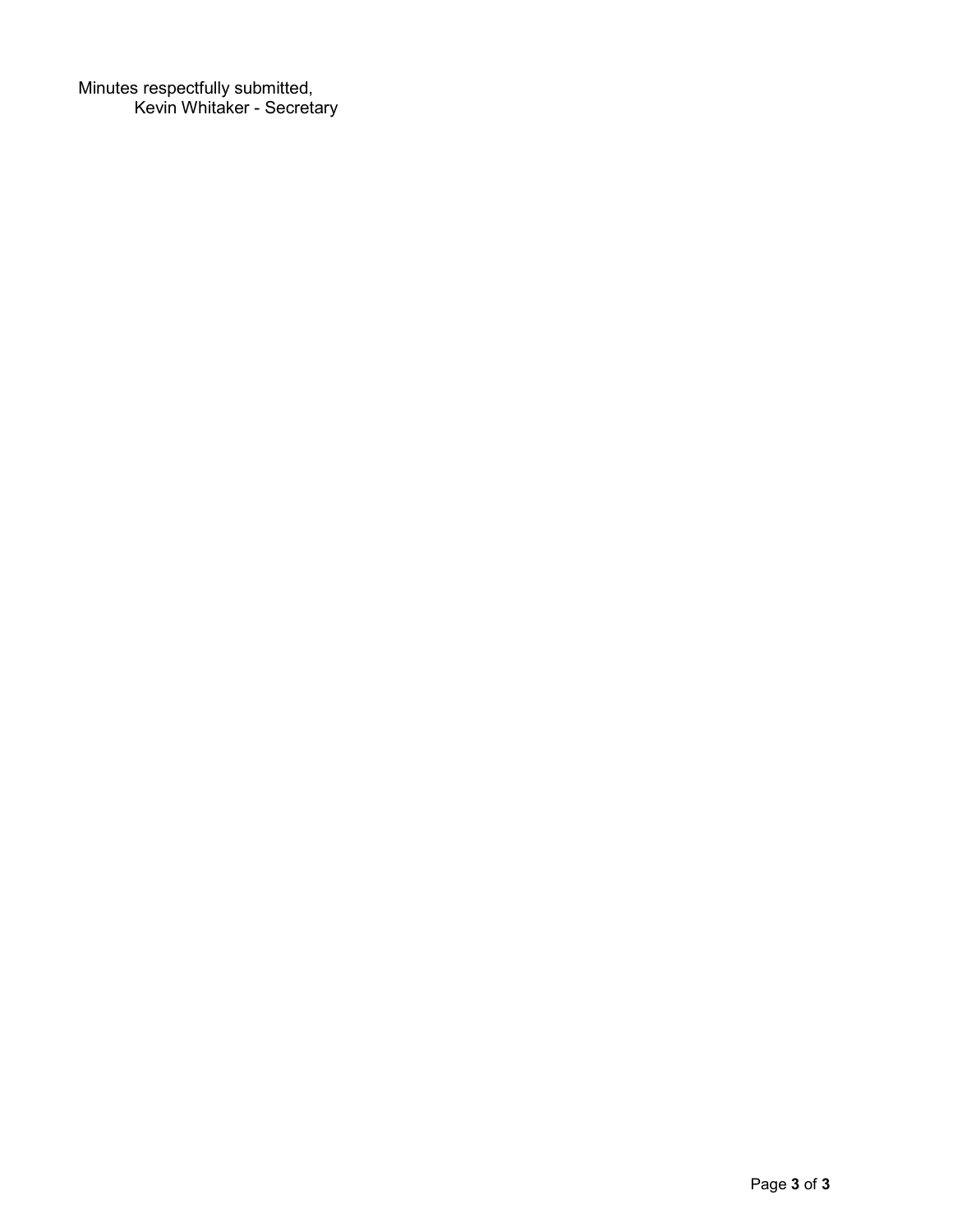Minutes respectfully submitted,

Kevin Whitaker - Secretary